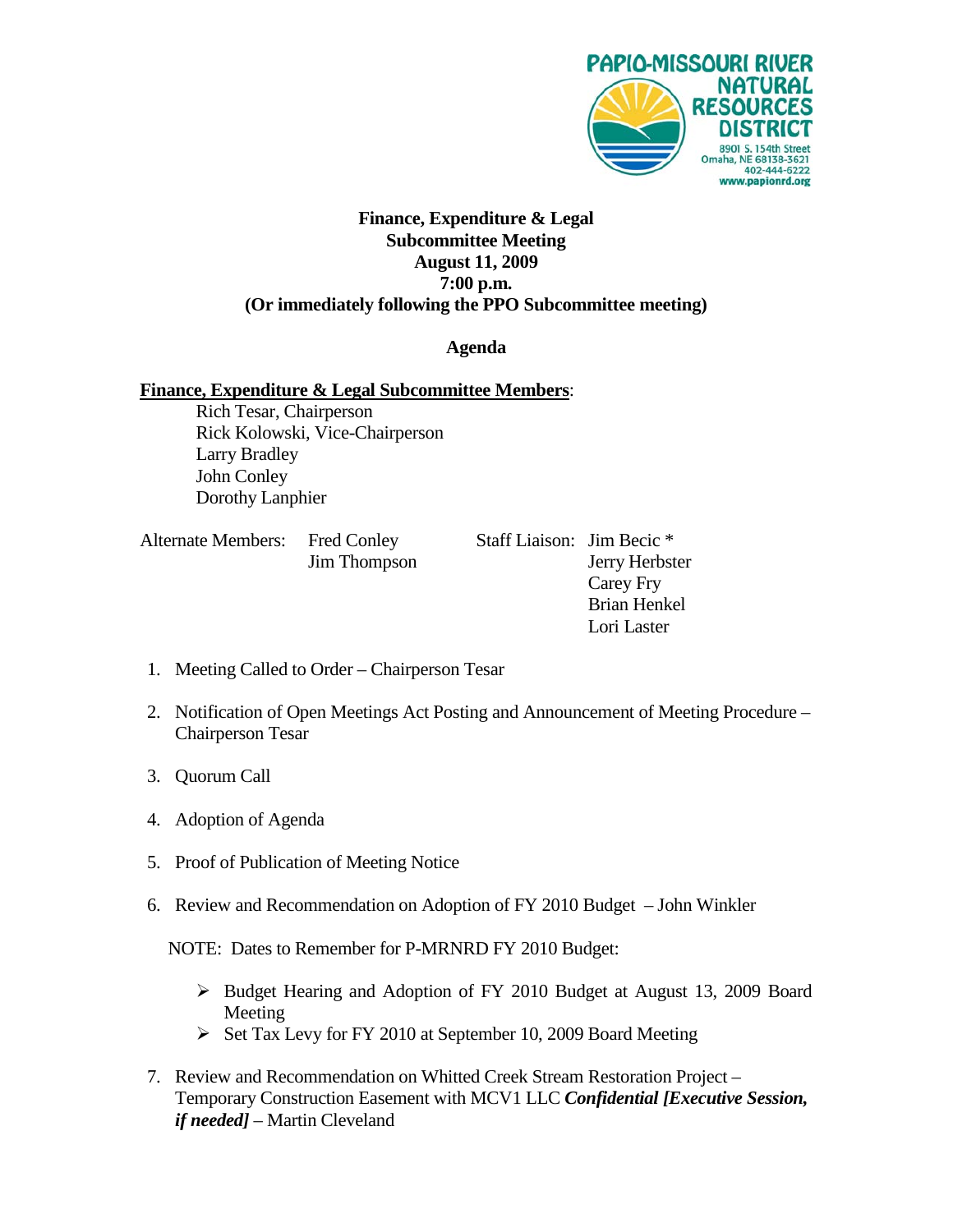PAPIO-MISSOURI RIVER NATURAL RESOURCES DISTRICT
8901 S. 154th Street
Omaha, NE 68138-3621
402-444-6222
www.papionrd.org

**Finance, Expenditure & Legal**
**Subcommittee Meeting**
**August 11, 2009**
**7:00 p.m.**
**(Or immediately following the PPO Subcommittee meeting)**

**Agenda**

**Finance, Expenditure & Legal Subcommittee Members**:
- Rich Tesar, Chairperson
- Rick Kolowski, Vice-Chairperson
- Larry Bradley
- John Conley
- Dorothy Lanphier

Alternate Members: Fred Conley, Jim Thompson

Staff Liaison: Jim Becic *, Jerry Herbster, Carey Fry, Brian Henkel, Lori Laster

1. Meeting Called to Order – Chairperson Tesar
2. Notification of Open Meetings Act Posting and Announcement of Meeting Procedure – Chairperson Tesar
3. Quorum Call
4. Adoption of Agenda
5. Proof of Publication of Meeting Notice
6. Review and Recommendation on Adoption of FY 2010 Budget – John Winkler

   NOTE: Dates to Remember for P-MRNRD FY 2010 Budget:

   - Budget Hearing and Adoption of FY 2010 Budget at August 13, 2009 Board Meeting
   - Set Tax Levy for FY 2010 at September 10, 2009 Board Meeting

7. Review and Recommendation on Whitted Creek Stream Restoration Project – Temporary Construction Easement with MCV1 LLC ***Confidential [Executive Session, if needed]*** – Martin Cleveland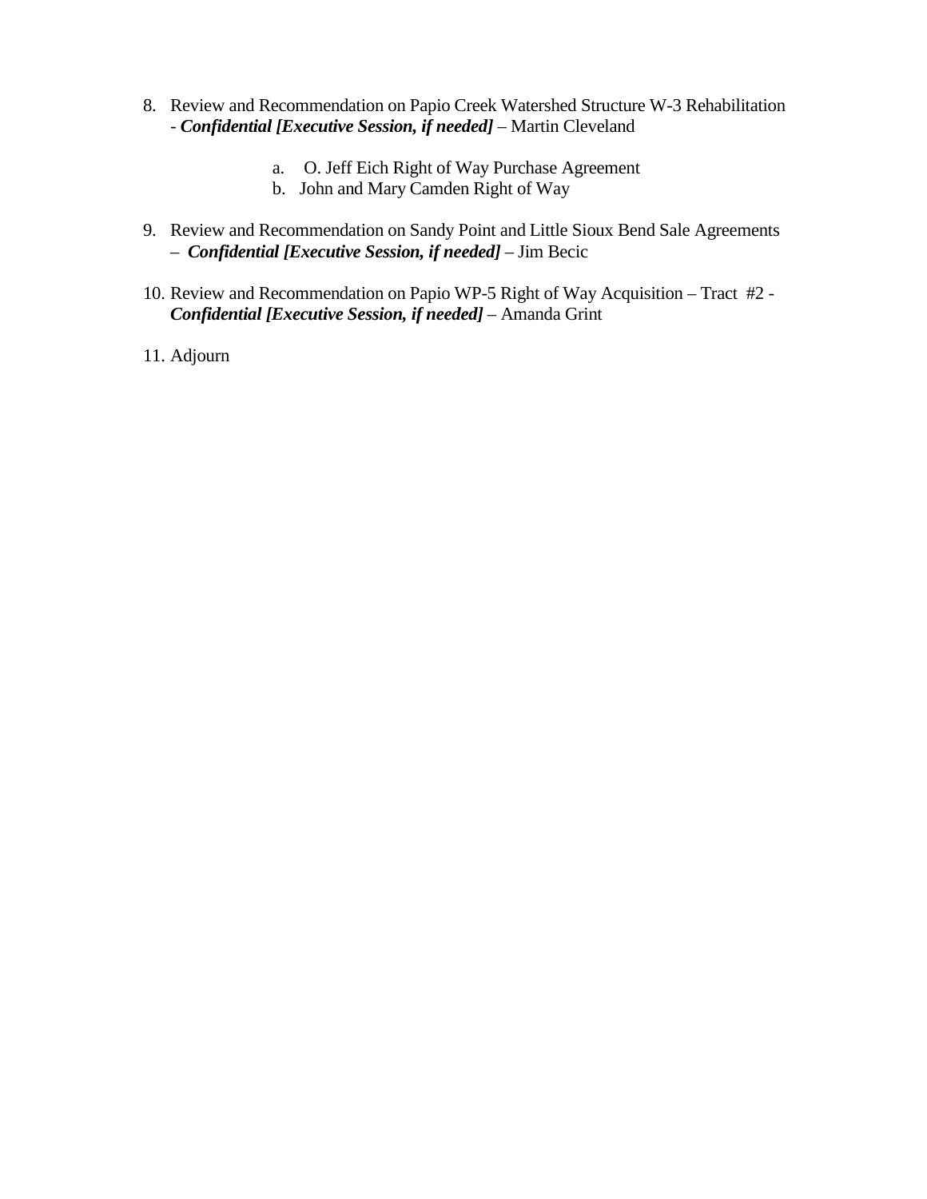8. Review and Recommendation on Papio Creek Watershed Structure W-3 Rehabilitation - ***Confidential [Executive Session, if needed]*** – Martin Cleveland

    a. O. Jeff Eich Right of Way Purchase Agreement
    b. John and Mary Camden Right of Way

9. Review and Recommendation on Sandy Point and Little Sioux Bend Sale Agreements – ***Confidential [Executive Session, if needed]*** – Jim Becic

10. Review and Recommendation on Papio WP-5 Right of Way Acquisition – Tract #2 - ***Confidential [Executive Session, if needed]*** – Amanda Grint

11. Adjourn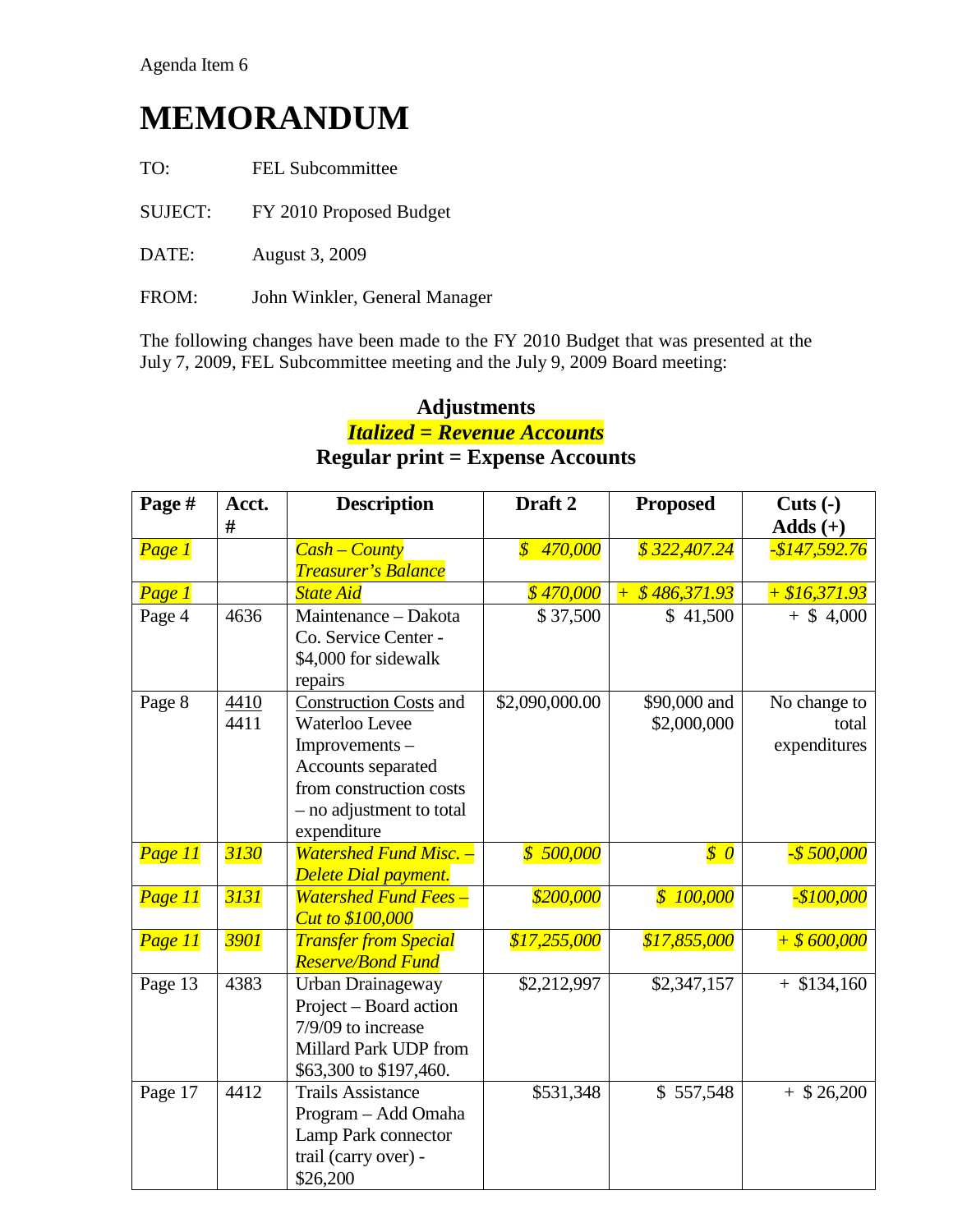Agenda Item 6

# MEMORANDUM

TO: FEL Subcommittee

SUJECT: FY 2010 Proposed Budget

DATE: August 3, 2009

FROM: John Winkler, General Manager

The following changes have been made to the FY 2010 Budget that was presented at the July 7, 2009, FEL Subcommittee meeting and the July 9, 2009 Board meeting:

**Adjustments**
***Italized = Revenue Accounts***
**Regular print = Expense Accounts**

| Page # | Acct. # | Description | Draft 2 | Proposed | Cuts (-) Adds (+) |
|---|---|---|---|---|---|
| *Page 1* | | *Cash – County Treasurer's Balance* | *$ 470,000* | *$ 322,407.24* | *-$147,592.76* |
| *Page 1* | | *State Aid* | *$ 470,000* | *+ $ 486,371.93* | *+ $16,371.93* |
| Page 4 | 4636 | Maintenance – Dakota Co. Service Center - $4,000 for sidewalk repairs | $ 37,500 | $ 41,500 | + $ 4,000 |
| Page 8 | 4410 4411 | Construction Costs and Waterloo Levee Improvements – Accounts separated from construction costs – no adjustment to total expenditure | $2,090,000.00 | $90,000 and $2,000,000 | No change to total expenditures |
| *Page 11* | *3130* | *Watershed Fund Misc. – Delete Dial payment.* | *$ 500,000* | *$ 0* | *-$ 500,000* |
| *Page 11* | *3131* | *Watershed Fund Fees – Cut to $100,000* | *$200,000* | *$ 100,000* | *-$100,000* |
| *Page 11* | *3901* | *Transfer from Special Reserve/Bond Fund* | *$17,255,000* | *$17,855,000* | *+ $ 600,000* |
| Page 13 | 4383 | Urban Drainageway Project – Board action 7/9/09 to increase Millard Park UDP from $63,300 to $197,460. | $2,212,997 | $2,347,157 | + $134,160 |
| Page 17 | 4412 | Trails Assistance Program – Add Omaha Lamp Park connector trail (carry over) - $26,200 | $531,348 | $ 557,548 | + $ 26,200 |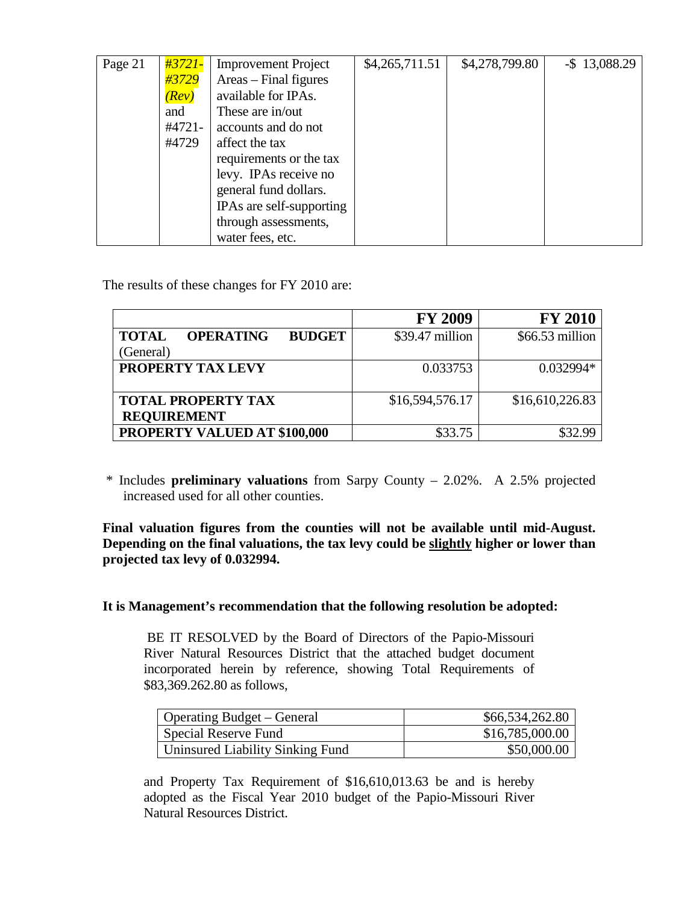| Page 21 | *#3721-#3729 (Rev)* and #4721-#4729 | Improvement Project Areas – Final figures available for IPAs. These are in/out accounts and do not affect the tax requirements or the tax levy. IPAs receive no general fund dollars. IPAs are self-supporting through assessments, water fees, etc. | \$4,265,711.51 | \$4,278,799.80 | -\$ 13,088.29 |
|---|---|---|---|---|---|

The results of these changes for FY 2010 are:

| | **FY 2009** | **FY 2010** |
|---|---|---|
| **TOTAL OPERATING BUDGET** (General) | \$39.47 million | \$66.53 million |
| **PROPERTY TAX LEVY** | 0.033753 | 0.032994* |
| **TOTAL PROPERTY TAX REQUIREMENT** | \$16,594,576.17 | \$16,610,226.83 |
| **PROPERTY VALUED AT \$100,000** | \$33.75 | \$32.99 |

\* Includes **preliminary valuations** from Sarpy County – 2.02%. A 2.5% projected increased used for all other counties.

**Final valuation figures from the counties will not be available until mid-August. Depending on the final valuations, the tax levy could be <u>slightly</u> higher or lower than projected tax levy of 0.032994.**

**It is Management's recommendation that the following resolution be adopted:**

BE IT RESOLVED by the Board of Directors of the Papio-Missouri River Natural Resources District that the attached budget document incorporated herein by reference, showing Total Requirements of \$83,369,262.80 as follows,

| | |
|---|---|
| Operating Budget – General | \$66,534,262.80 |
| Special Reserve Fund | \$16,785,000.00 |
| Uninsured Liability Sinking Fund | \$50,000.00 |

and Property Tax Requirement of \$16,610,013.63 be and is hereby adopted as the Fiscal Year 2010 budget of the Papio-Missouri River Natural Resources District.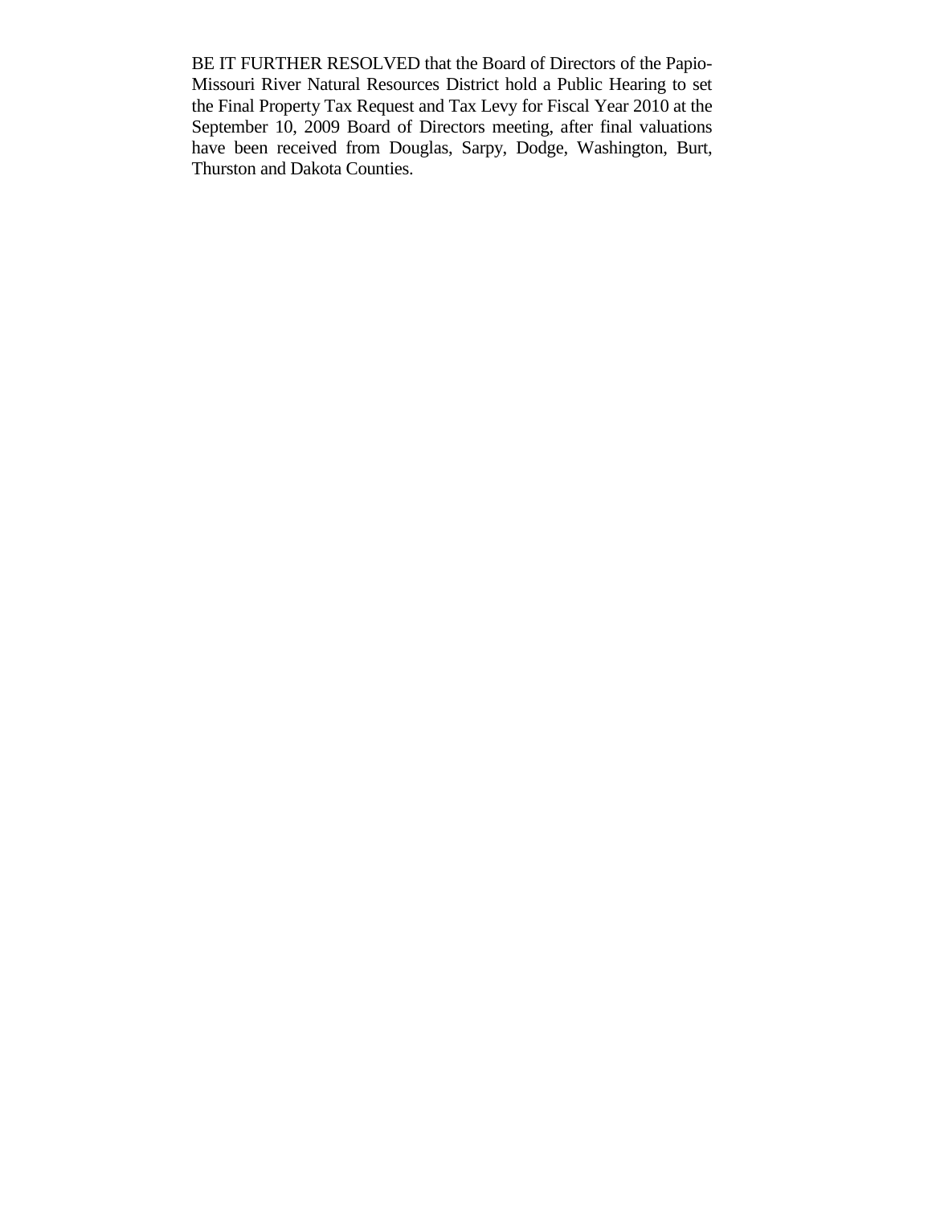BE IT FURTHER RESOLVED that the Board of Directors of the Papio-Missouri River Natural Resources District hold a Public Hearing to set the Final Property Tax Request and Tax Levy for Fiscal Year 2010 at the September 10, 2009 Board of Directors meeting, after final valuations have been received from Douglas, Sarpy, Dodge, Washington, Burt, Thurston and Dakota Counties.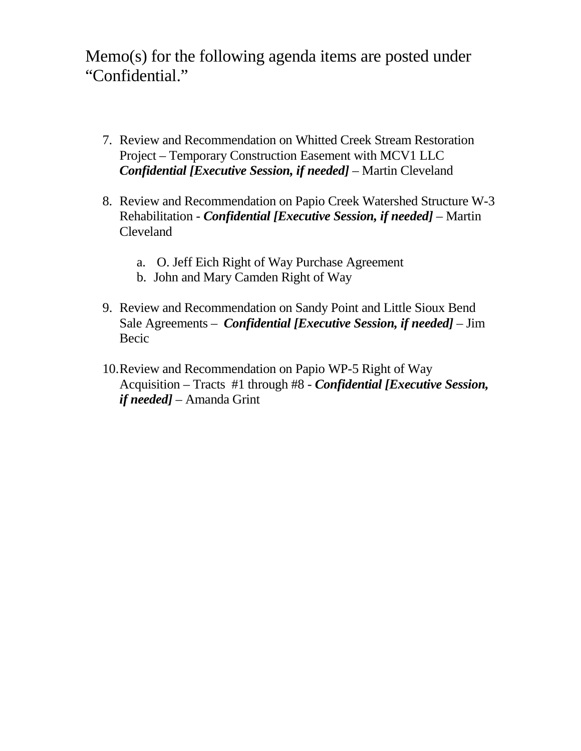Memo(s) for the following agenda items are posted under "Confidential."

7. Review and Recommendation on Whitted Creek Stream Restoration Project – Temporary Construction Easement with MCV1 LLC ***Confidential [Executive Session, if needed]*** – Martin Cleveland

8. Review and Recommendation on Papio Creek Watershed Structure W-3 Rehabilitation - ***Confidential [Executive Session, if needed]*** – Martin Cleveland

    a. O. Jeff Eich Right of Way Purchase Agreement
    b. John and Mary Camden Right of Way

9. Review and Recommendation on Sandy Point and Little Sioux Bend Sale Agreements – ***Confidential [Executive Session, if needed]*** – Jim Becic

10. Review and Recommendation on Papio WP-5 Right of Way Acquisition – Tracts #1 through #8 - ***Confidential [Executive Session, if needed]*** – Amanda Grint